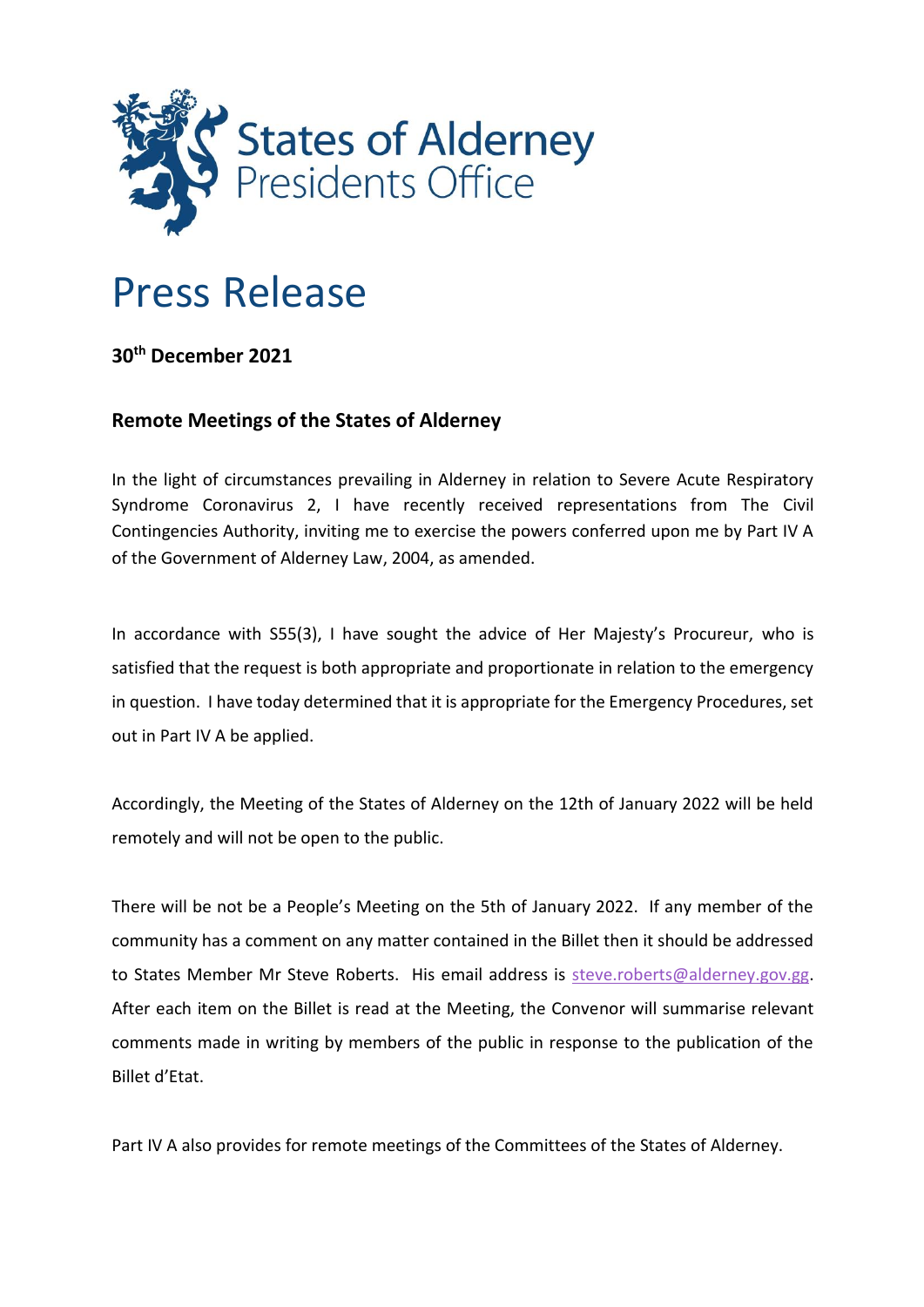States of Alderney
Presidents Office

# Press Release

**30th December 2021**

## Remote Meetings of the States of Alderney

In the light of circumstances prevailing in Alderney in relation to Severe Acute Respiratory Syndrome Coronavirus 2, I have recently received representations from The Civil Contingencies Authority, inviting me to exercise the powers conferred upon me by Part IV A of the Government of Alderney Law, 2004, as amended.

In accordance with S55(3), I have sought the advice of Her Majesty's Procureur, who is satisfied that the request is both appropriate and proportionate in relation to the emergency in question. I have today determined that it is appropriate for the Emergency Procedures, set out in Part IV A be applied.

Accordingly, the Meeting of the States of Alderney on the 12th of January 2022 will be held remotely and will not be open to the public.

There will be not be a People's Meeting on the 5th of January 2022. If any member of the community has a comment on any matter contained in the Billet then it should be addressed to States Member Mr Steve Roberts. His email address is steve.roberts@alderney.gov.gg. After each item on the Billet is read at the Meeting, the Convenor will summarise relevant comments made in writing by members of the public in response to the publication of the Billet d'Etat.

Part IV A also provides for remote meetings of the Committees of the States of Alderney.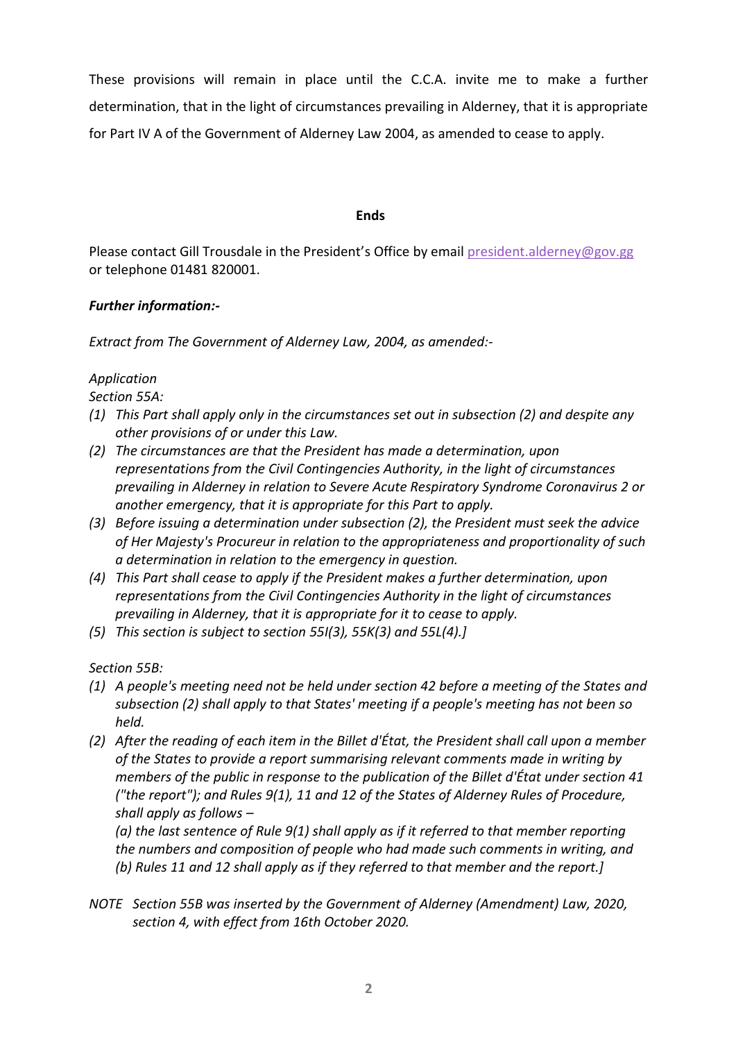These provisions will remain in place until the C.C.A. invite me to make a further determination, that in the light of circumstances prevailing in Alderney, that it is appropriate for Part IV A of the Government of Alderney Law 2004, as amended to cease to apply.

**Ends**

Please contact Gill Trousdale in the President's Office by email president.alderney@gov.gg or telephone 01481 820001.

***Further information:-***

*Extract from The Government of Alderney Law, 2004, as amended:-*

*Application*
*Section 55A:*

*(1) This Part shall apply only in the circumstances set out in subsection (2) and despite any other provisions of or under this Law.*
*(2) The circumstances are that the President has made a determination, upon representations from the Civil Contingencies Authority, in the light of circumstances prevailing in Alderney in relation to Severe Acute Respiratory Syndrome Coronavirus 2 or another emergency, that it is appropriate for this Part to apply.*
*(3) Before issuing a determination under subsection (2), the President must seek the advice of Her Majesty's Procureur in relation to the appropriateness and proportionality of such a determination in relation to the emergency in question.*
*(4) This Part shall cease to apply if the President makes a further determination, upon representations from the Civil Contingencies Authority in the light of circumstances prevailing in Alderney, that it is appropriate for it to cease to apply.*
*(5) This section is subject to section 55I(3), 55K(3) and 55L(4).]*

*Section 55B:*

*(1) A people's meeting need not be held under section 42 before a meeting of the States and subsection (2) shall apply to that States' meeting if a people's meeting has not been so held.*
*(2) After the reading of each item in the Billet d'État, the President shall call upon a member of the States to provide a report summarising relevant comments made in writing by members of the public in response to the publication of the Billet d'État under section 41 ("the report"); and Rules 9(1), 11 and 12 of the States of Alderney Rules of Procedure, shall apply as follows –*
*(a) the last sentence of Rule 9(1) shall apply as if it referred to that member reporting the numbers and composition of people who had made such comments in writing, and*
*(b) Rules 11 and 12 shall apply as if they referred to that member and the report.]*

*NOTE Section 55B was inserted by the Government of Alderney (Amendment) Law, 2020, section 4, with effect from 16th October 2020.*